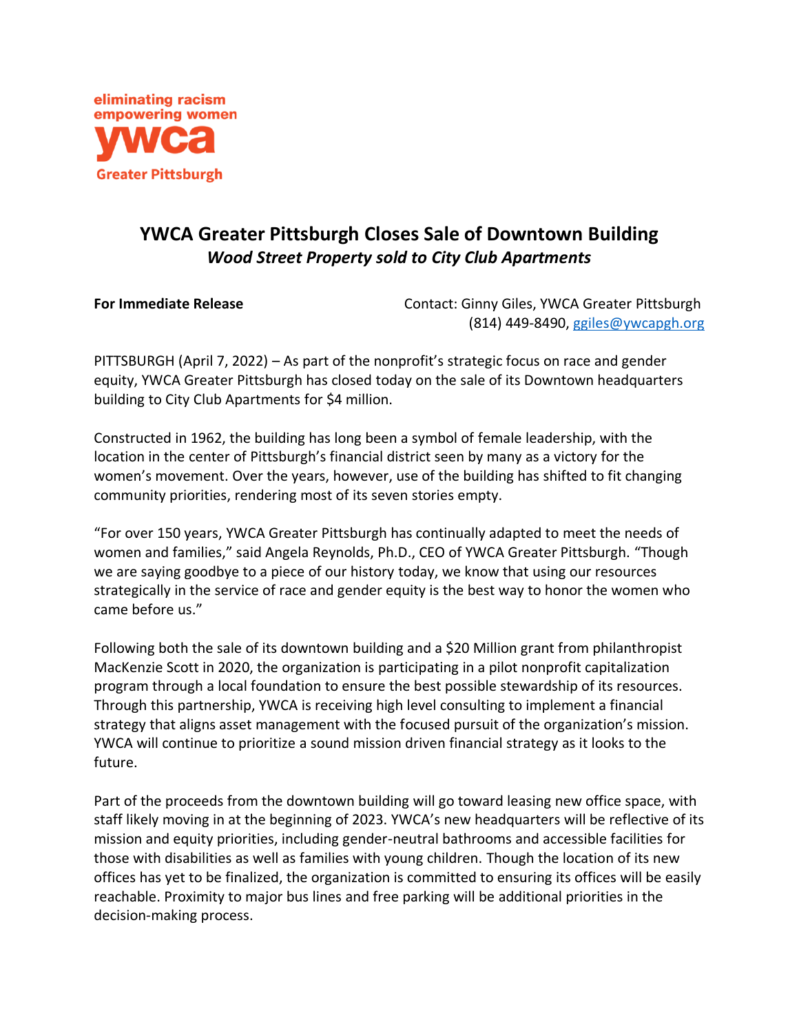eliminating racism
empowering women
ywca
Greater Pittsburgh

# YWCA Greater Pittsburgh Closes Sale of Downtown Building

***Wood Street Property sold to City Club Apartments***

**For Immediate Release**

Contact: Ginny Giles, YWCA Greater Pittsburgh
(814) 449-8490, ggiles@ywcapgh.org

PITTSBURGH (April 7, 2022) – As part of the nonprofit's strategic focus on race and gender equity, YWCA Greater Pittsburgh has closed today on the sale of its Downtown headquarters building to City Club Apartments for $4 million.

Constructed in 1962, the building has long been a symbol of female leadership, with the location in the center of Pittsburgh's financial district seen by many as a victory for the women's movement. Over the years, however, use of the building has shifted to fit changing community priorities, rendering most of its seven stories empty.

"For over 150 years, YWCA Greater Pittsburgh has continually adapted to meet the needs of women and families," said Angela Reynolds, Ph.D., CEO of YWCA Greater Pittsburgh. "Though we are saying goodbye to a piece of our history today, we know that using our resources strategically in the service of race and gender equity is the best way to honor the women who came before us."

Following both the sale of its downtown building and a $20 Million grant from philanthropist MacKenzie Scott in 2020, the organization is participating in a pilot nonprofit capitalization program through a local foundation to ensure the best possible stewardship of its resources. Through this partnership, YWCA is receiving high level consulting to implement a financial strategy that aligns asset management with the focused pursuit of the organization's mission. YWCA will continue to prioritize a sound mission driven financial strategy as it looks to the future.

Part of the proceeds from the downtown building will go toward leasing new office space, with staff likely moving in at the beginning of 2023. YWCA's new headquarters will be reflective of its mission and equity priorities, including gender-neutral bathrooms and accessible facilities for those with disabilities as well as families with young children. Though the location of its new offices has yet to be finalized, the organization is committed to ensuring its offices will be easily reachable. Proximity to major bus lines and free parking will be additional priorities in the decision-making process.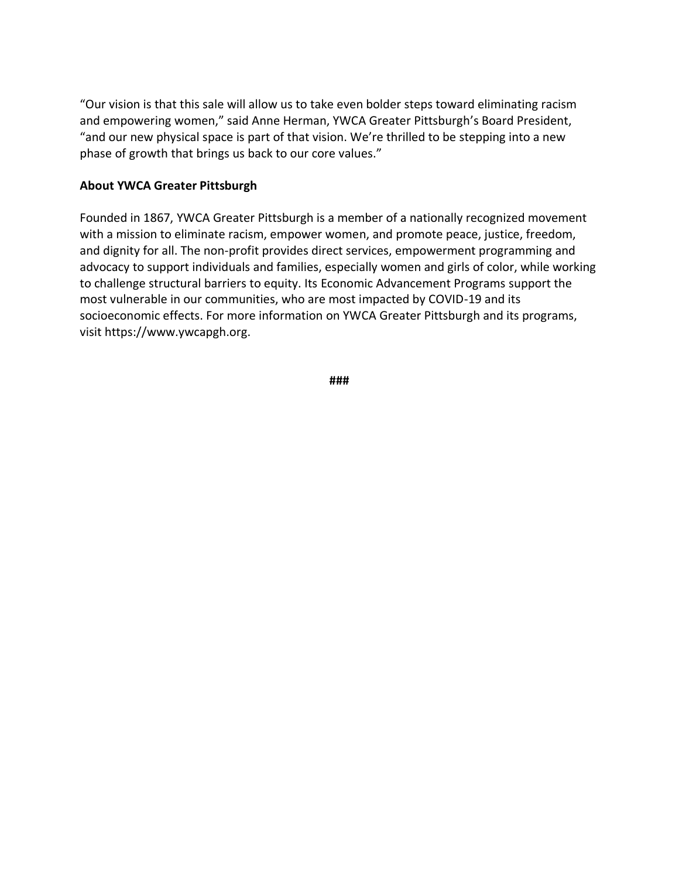"Our vision is that this sale will allow us to take even bolder steps toward eliminating racism and empowering women," said Anne Herman, YWCA Greater Pittsburgh's Board President, "and our new physical space is part of that vision. We're thrilled to be stepping into a new phase of growth that brings us back to our core values."

**About YWCA Greater Pittsburgh**

Founded in 1867, YWCA Greater Pittsburgh is a member of a nationally recognized movement with a mission to eliminate racism, empower women, and promote peace, justice, freedom, and dignity for all. The non-profit provides direct services, empowerment programming and advocacy to support individuals and families, especially women and girls of color, while working to challenge structural barriers to equity. Its Economic Advancement Programs support the most vulnerable in our communities, who are most impacted by COVID-19 and its socioeconomic effects. For more information on YWCA Greater Pittsburgh and its programs, visit https://www.ywcapgh.org.

**###**